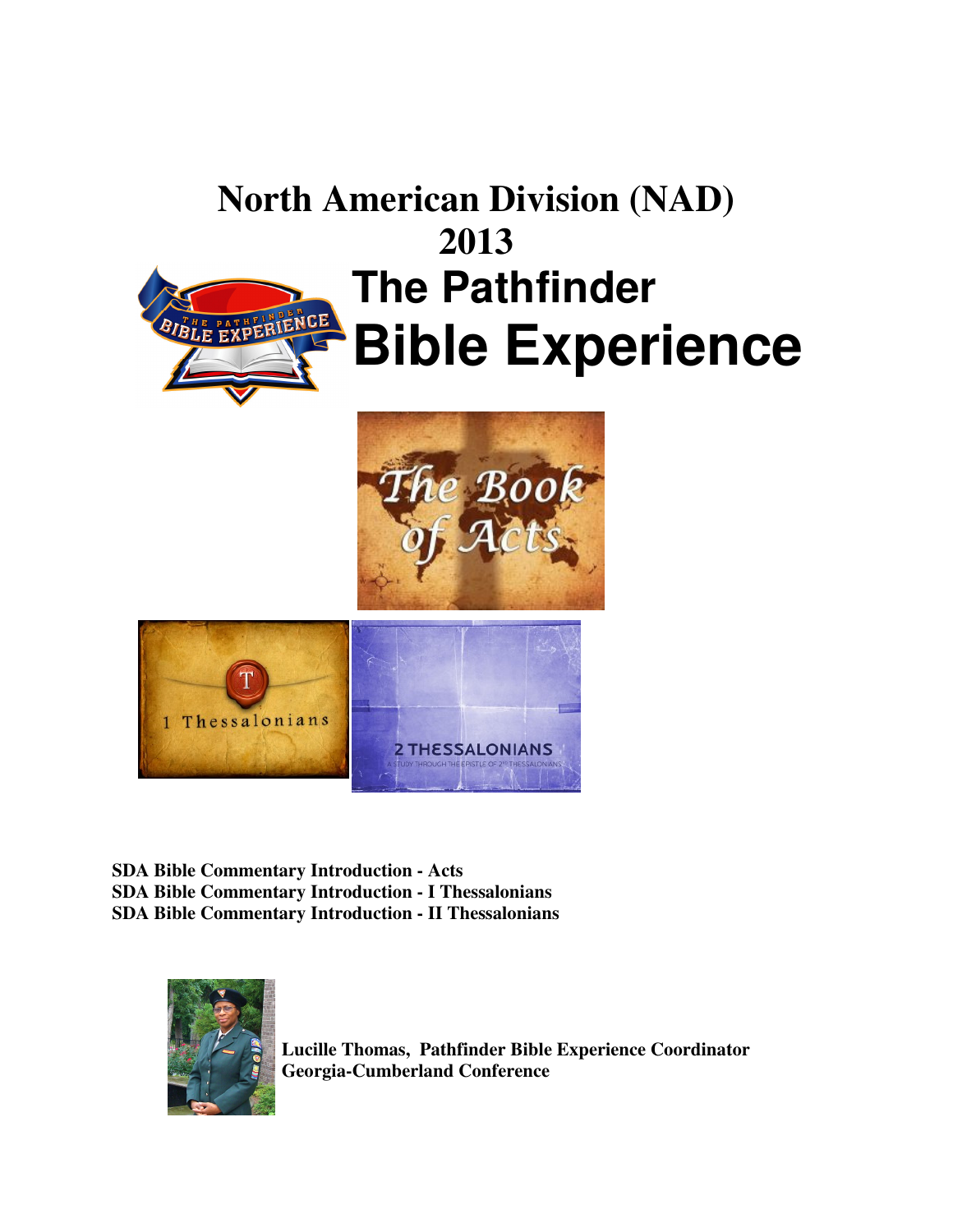# North American Division (NAD)
# 2013
# The Pathfinder Bible Experience

**SDA Bible Commentary Introduction - Acts**
**SDA Bible Commentary Introduction - I Thessalonians**
**SDA Bible Commentary Introduction - II Thessalonians**

**Lucille Thomas, Pathfinder Bible Experience Coordinator**
**Georgia-Cumberland Conference**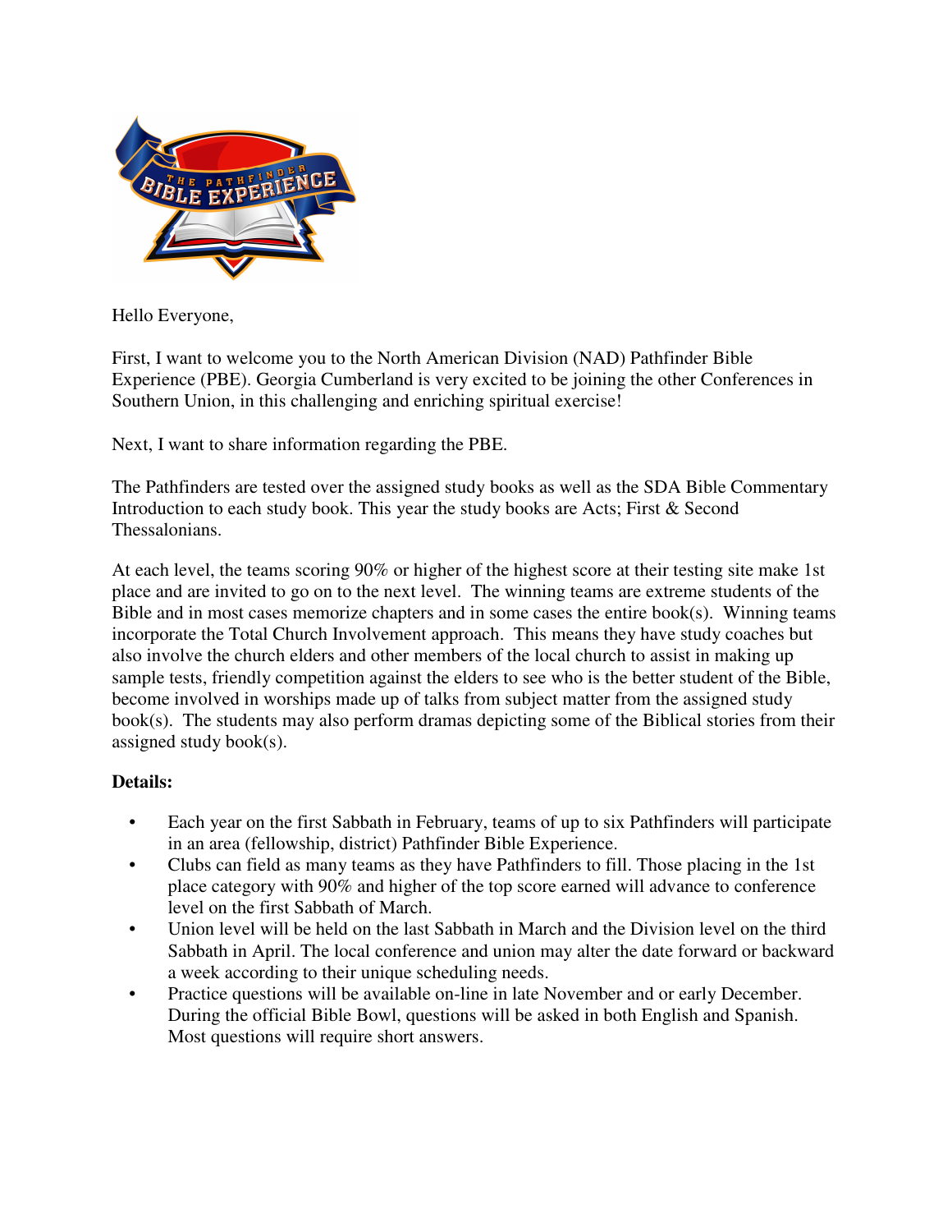Hello Everyone,

First, I want to welcome you to the North American Division (NAD) Pathfinder Bible Experience (PBE). Georgia Cumberland is very excited to be joining the other Conferences in Southern Union, in this challenging and enriching spiritual exercise!

Next, I want to share information regarding the PBE.

The Pathfinders are tested over the assigned study books as well as the SDA Bible Commentary Introduction to each study book. This year the study books are Acts; First & Second Thessalonians.

At each level, the teams scoring 90% or higher of the highest score at their testing site make 1st place and are invited to go on to the next level. The winning teams are extreme students of the Bible and in most cases memorize chapters and in some cases the entire book(s). Winning teams incorporate the Total Church Involvement approach. This means they have study coaches but also involve the church elders and other members of the local church to assist in making up sample tests, friendly competition against the elders to see who is the better student of the Bible, become involved in worships made up of talks from subject matter from the assigned study book(s). The students may also perform dramas depicting some of the Biblical stories from their assigned study book(s).

**Details:**

- Each year on the first Sabbath in February, teams of up to six Pathfinders will participate in an area (fellowship, district) Pathfinder Bible Experience.
- Clubs can field as many teams as they have Pathfinders to fill. Those placing in the 1st place category with 90% and higher of the top score earned will advance to conference level on the first Sabbath of March.
- Union level will be held on the last Sabbath in March and the Division level on the third Sabbath in April. The local conference and union may alter the date forward or backward a week according to their unique scheduling needs.
- Practice questions will be available on-line in late November and or early December. During the official Bible Bowl, questions will be asked in both English and Spanish. Most questions will require short answers.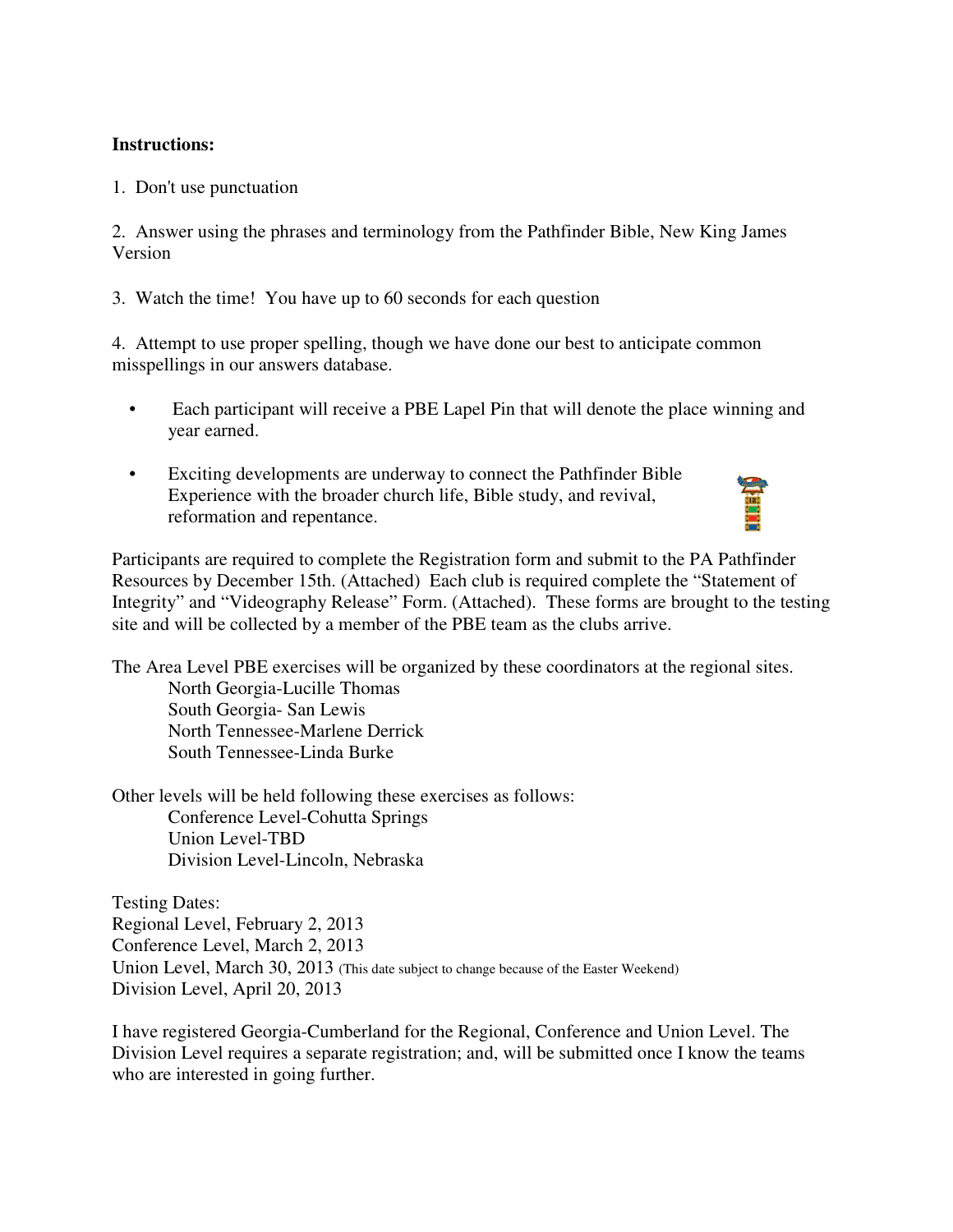**Instructions:**

1. Don't use punctuation

2. Answer using the phrases and terminology from the Pathfinder Bible, New King James Version

3. Watch the time! You have up to 60 seconds for each question

4. Attempt to use proper spelling, though we have done our best to anticipate common misspellings in our answers database.

- Each participant will receive a PBE Lapel Pin that will denote the place winning and year earned.
- Exciting developments are underway to connect the Pathfinder Bible Experience with the broader church life, Bible study, and revival, reformation and repentance.

Participants are required to complete the Registration form and submit to the PA Pathfinder Resources by December 15th. (Attached) Each club is required complete the "Statement of Integrity" and "Videography Release" Form. (Attached). These forms are brought to the testing site and will be collected by a member of the PBE team as the clubs arrive.

The Area Level PBE exercises will be organized by these coordinators at the regional sites.

North Georgia-Lucille Thomas
South Georgia- San Lewis
North Tennessee-Marlene Derrick
South Tennessee-Linda Burke

Other levels will be held following these exercises as follows:

Conference Level-Cohutta Springs
Union Level-TBD
Division Level-Lincoln, Nebraska

Testing Dates:
Regional Level, February 2, 2013
Conference Level, March 2, 2013
Union Level, March 30, 2013 (This date subject to change because of the Easter Weekend)
Division Level, April 20, 2013

I have registered Georgia-Cumberland for the Regional, Conference and Union Level. The Division Level requires a separate registration; and, will be submitted once I know the teams who are interested in going further.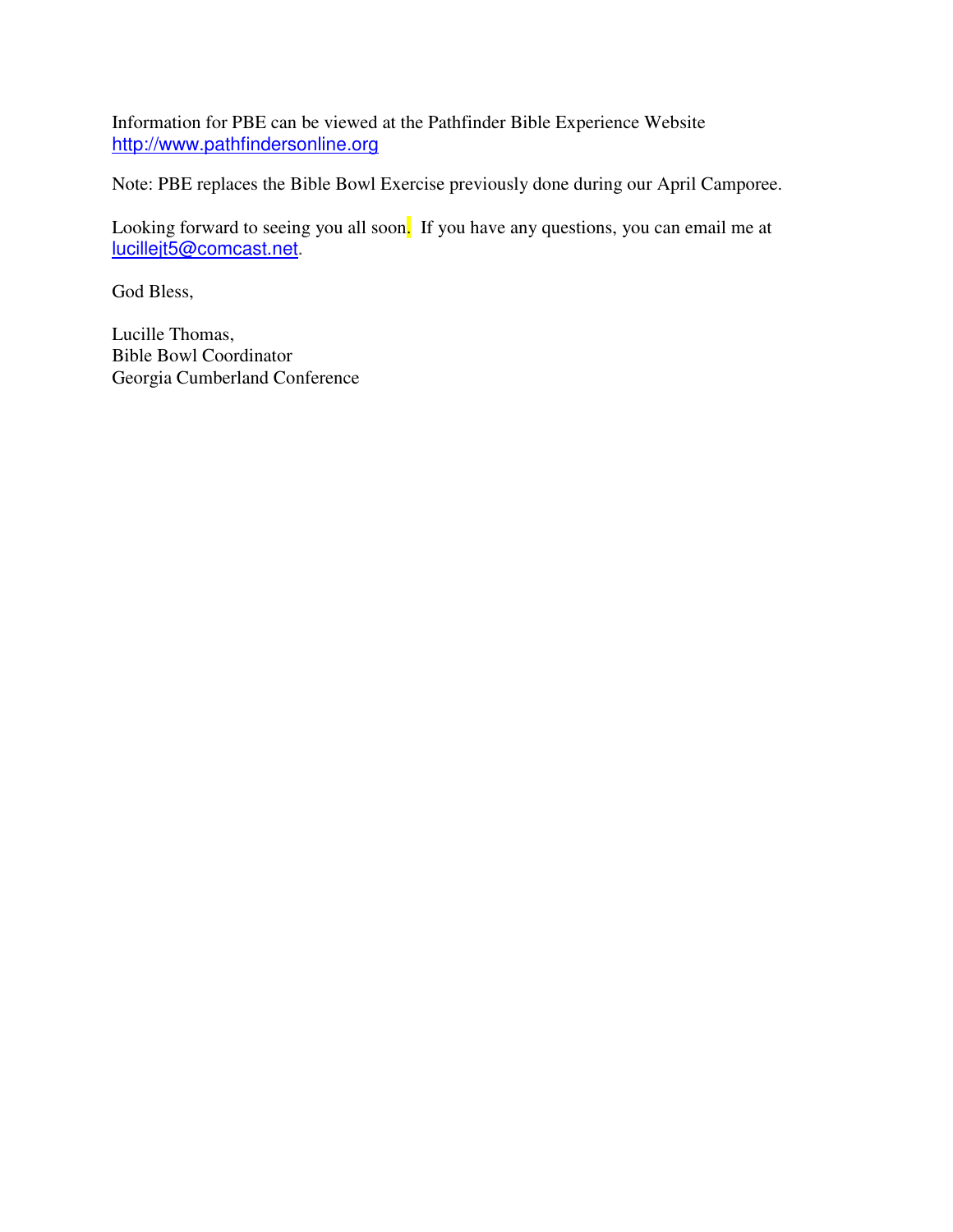Information for PBE can be viewed at the Pathfinder Bible Experience Website
http://www.pathfindersonline.org

Note: PBE replaces the Bible Bowl Exercise previously done during our April Camporee.

Looking forward to seeing you all soon. If you have any questions, you can email me at lucillejt5@comcast.net.

God Bless,

Lucille Thomas,
Bible Bowl Coordinator
Georgia Cumberland Conference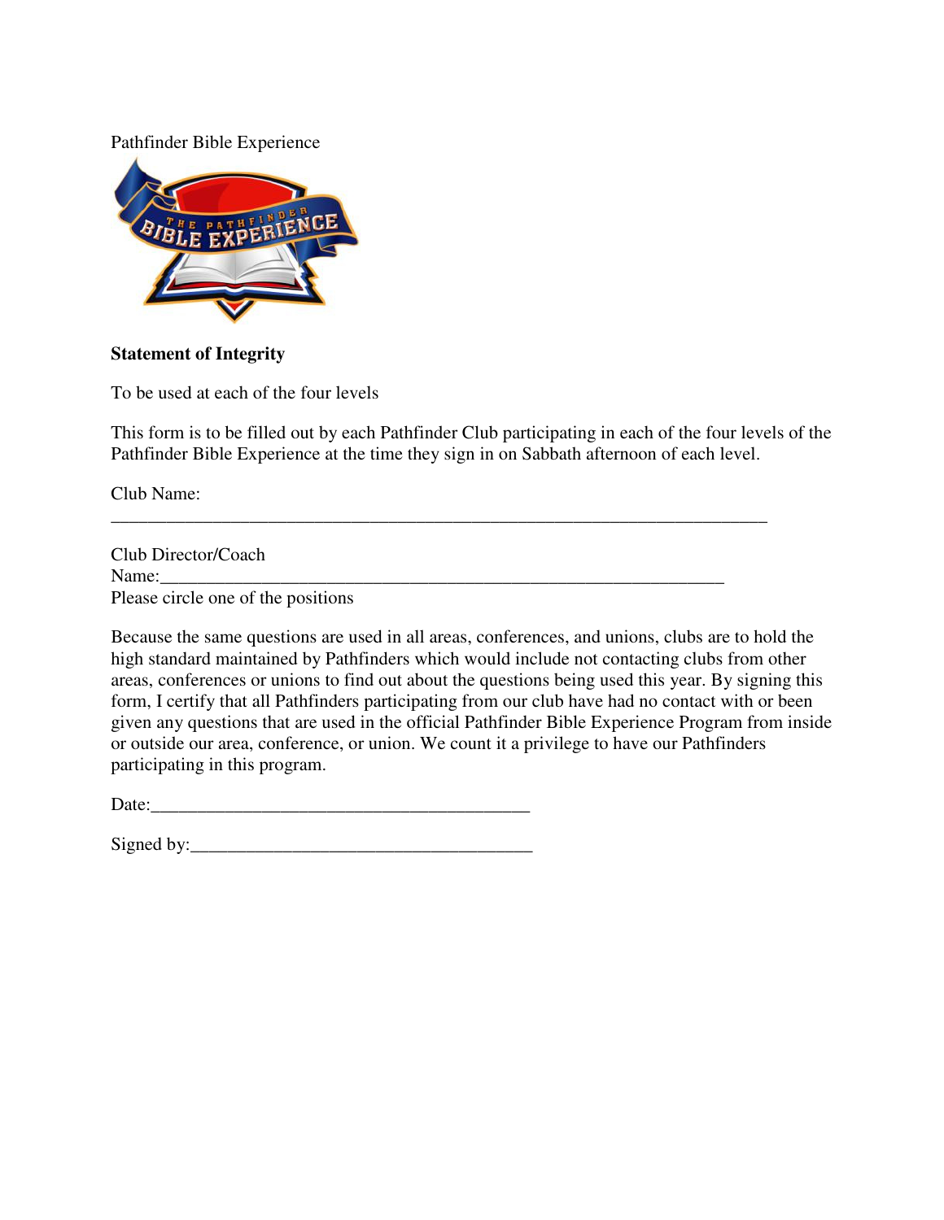Pathfinder Bible Experience

**Statement of Integrity**

To be used at each of the four levels

This form is to be filled out by each Pathfinder Club participating in each of the four levels of the Pathfinder Bible Experience at the time they sign in on Sabbath afternoon of each level.

Club Name:
___________________________________________________________________________

Club Director/Coach
Name:_________________________________________________________________
Please circle one of the positions

Because the same questions are used in all areas, conferences, and unions, clubs are to hold the high standard maintained by Pathfinders which would include not contacting clubs from other areas, conferences or unions to find out about the questions being used this year. By signing this form, I certify that all Pathfinders participating from our club have had no contact with or been given any questions that are used in the official Pathfinder Bible Experience Program from inside or outside our area, conference, or union. We count it a privilege to have our Pathfinders participating in this program.

Date:__________________________________________

Signed by:_______________________________________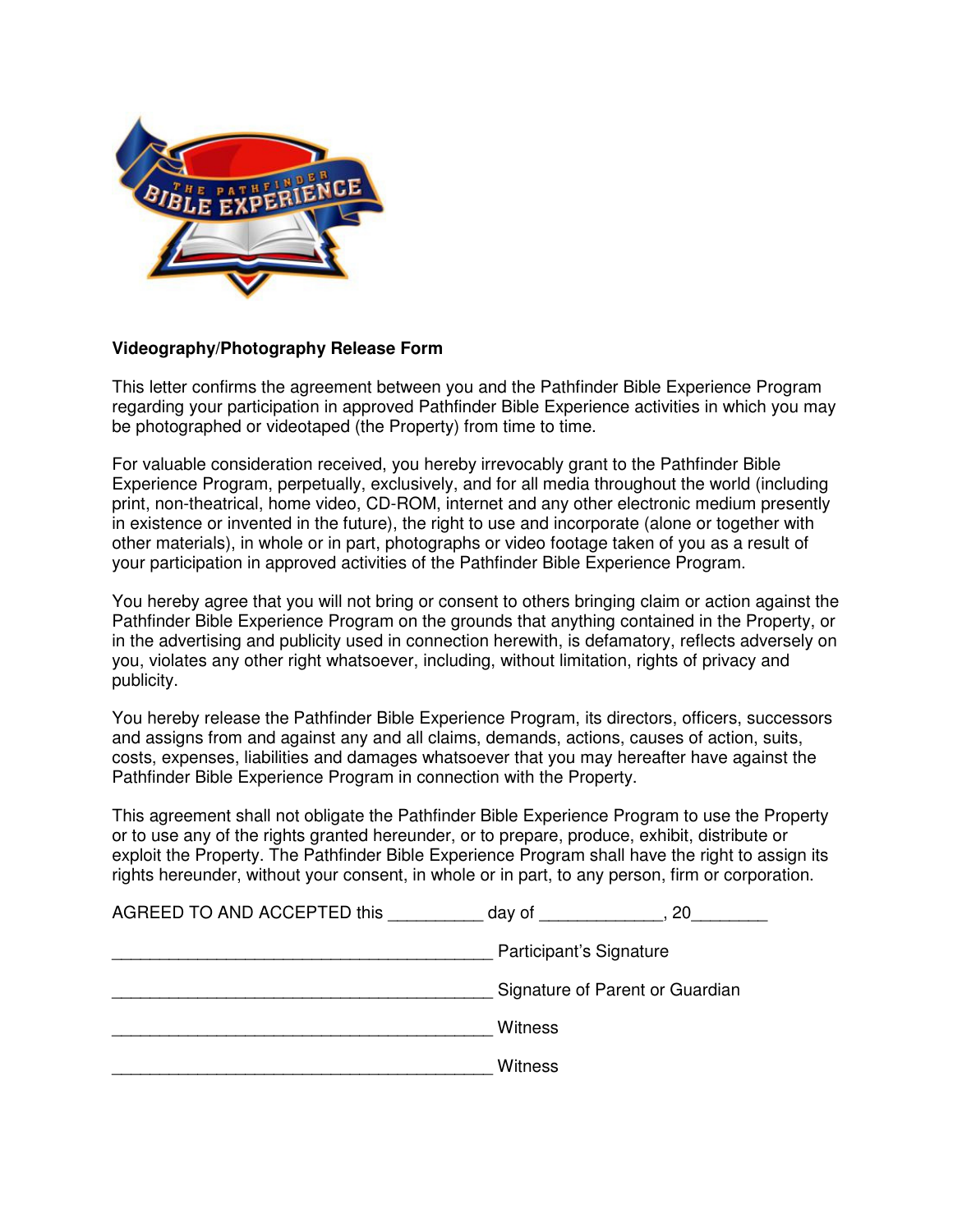**Videography/Photography Release Form**

This letter confirms the agreement between you and the Pathfinder Bible Experience Program regarding your participation in approved Pathfinder Bible Experience activities in which you may be photographed or videotaped (the Property) from time to time.

For valuable consideration received, you hereby irrevocably grant to the Pathfinder Bible Experience Program, perpetually, exclusively, and for all media throughout the world (including print, non-theatrical, home video, CD-ROM, internet and any other electronic medium presently in existence or invented in the future), the right to use and incorporate (alone or together with other materials), in whole or in part, photographs or video footage taken of you as a result of your participation in approved activities of the Pathfinder Bible Experience Program.

You hereby agree that you will not bring or consent to others bringing claim or action against the Pathfinder Bible Experience Program on the grounds that anything contained in the Property, or in the advertising and publicity used in connection herewith, is defamatory, reflects adversely on you, violates any other right whatsoever, including, without limitation, rights of privacy and publicity.

You hereby release the Pathfinder Bible Experience Program, its directors, officers, successors and assigns from and against any and all claims, demands, actions, causes of action, suits, costs, expenses, liabilities and damages whatsoever that you may hereafter have against the Pathfinder Bible Experience Program in connection with the Property.

This agreement shall not obligate the Pathfinder Bible Experience Program to use the Property or to use any of the rights granted hereunder, or to prepare, produce, exhibit, distribute or exploit the Property. The Pathfinder Bible Experience Program shall have the right to assign its rights hereunder, without your consent, in whole or in part, to any person, firm or corporation.

AGREED TO AND ACCEPTED this __________ day of _____________, 20________

________________________________________ Participant's Signature

________________________________________ Signature of Parent or Guardian

________________________________________ Witness

________________________________________ Witness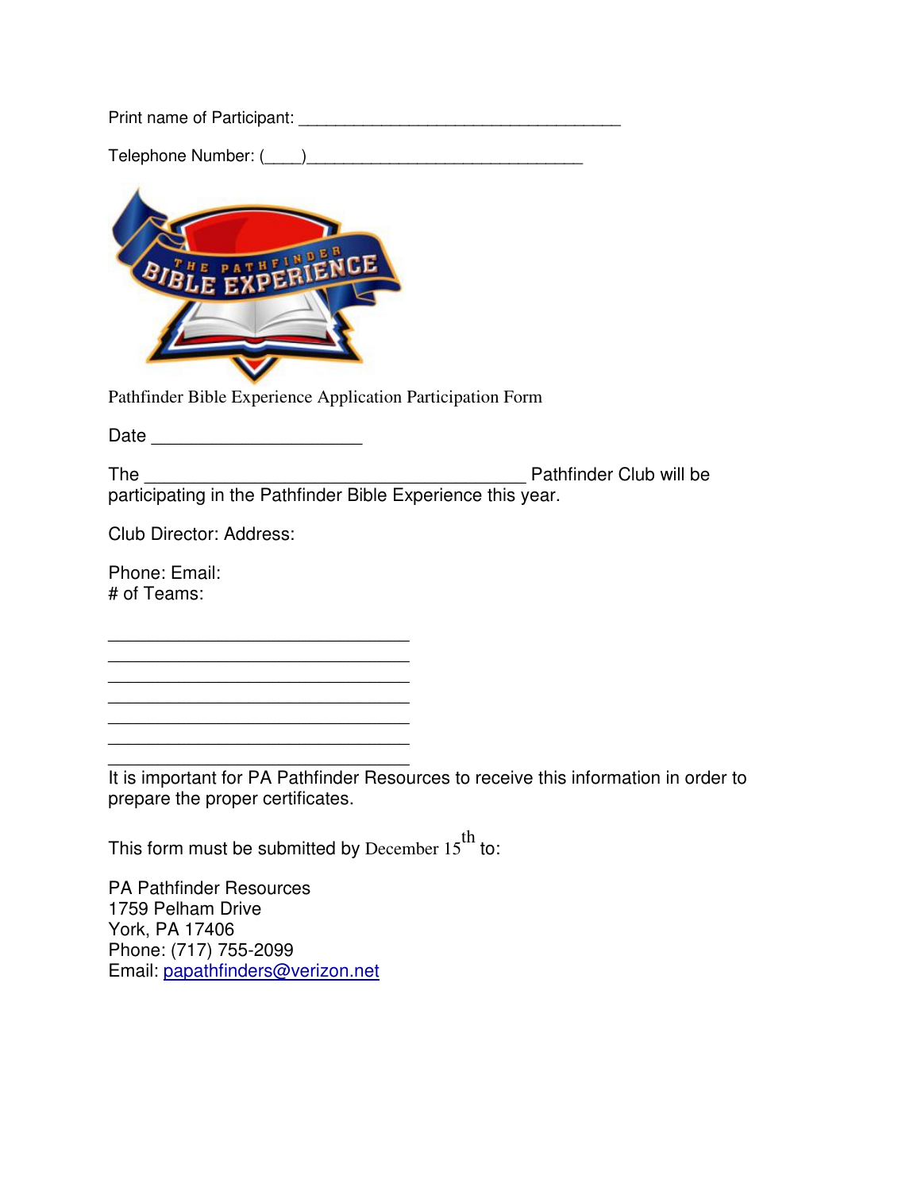Print name of Participant: ___________________________________

Telephone Number: (____)______________________________

Pathfinder Bible Experience Application Participation Form

Date _____________________

The _______________________________________ Pathfinder Club will be participating in the Pathfinder Bible Experience this year.

Club Director: Address:

Phone: Email:
# of Teams:

______________________________
______________________________
______________________________
______________________________
______________________________
______________________________
______________________________

It is important for PA Pathfinder Resources to receive this information in order to prepare the proper certificates.

This form must be submitted by December 15th to:

PA Pathfinder Resources
1759 Pelham Drive
York, PA 17406
Phone: (717) 755-2099
Email: papathfinders@verizon.net